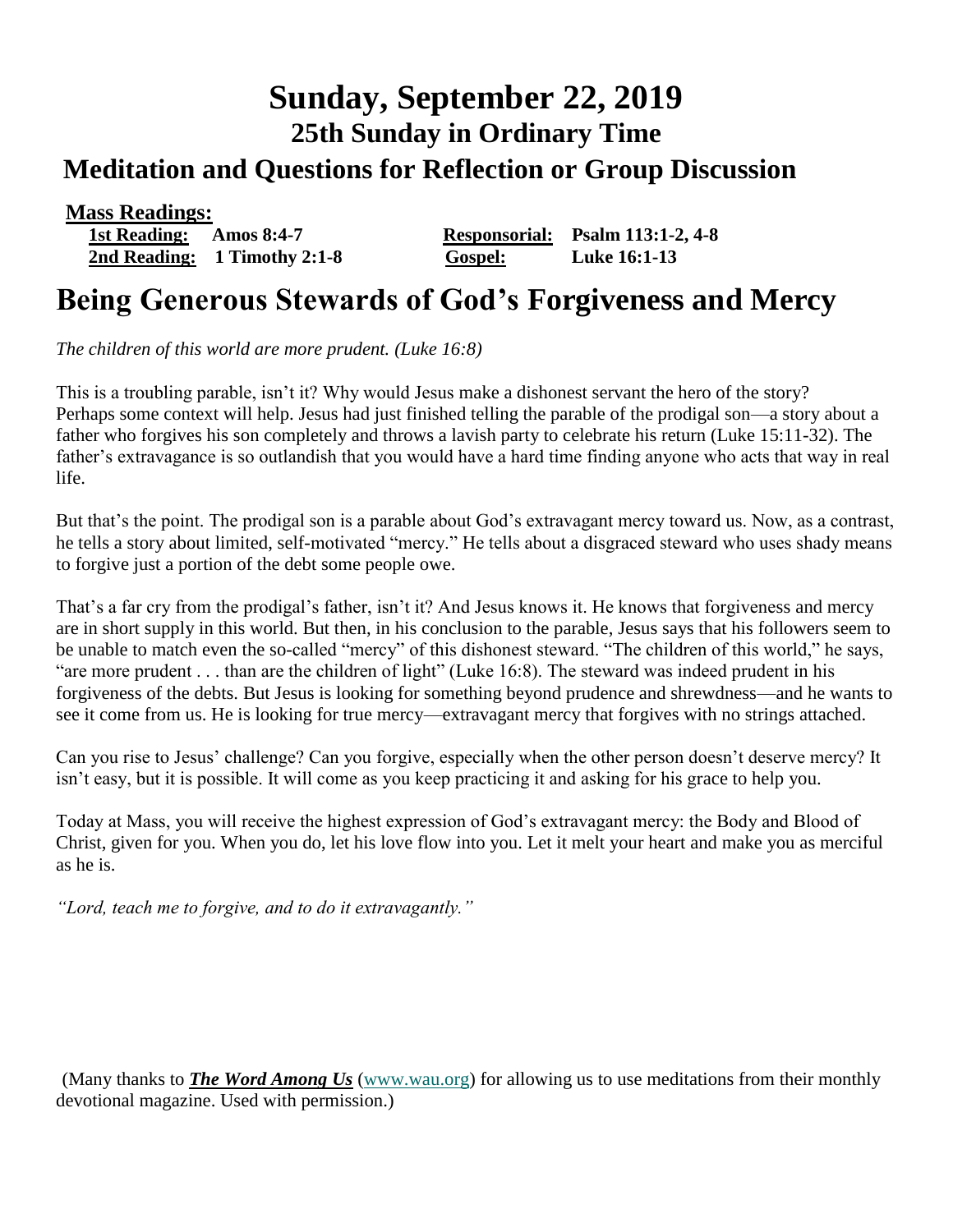# Sunday, September 22, 2019

## 25th Sunday in Ordinary Time

## Meditation and Questions for Reflection or Group Discussion

**Mass Readings:**

| | | | |
|---|---|---|---|
| **1st Reading:** | **Amos 8:4-7** | **Responsorial:** | **Psalm 113:1-2, 4-8** |
| **2nd Reading:** | **1 Timothy 2:1-8** | **Gospel:** | **Luke 16:1-13** |

# Being Generous Stewards of God's Forgiveness and Mercy

*The children of this world are more prudent. (Luke 16:8)*

This is a troubling parable, isn't it? Why would Jesus make a dishonest servant the hero of the story? Perhaps some context will help. Jesus had just finished telling the parable of the prodigal son—a story about a father who forgives his son completely and throws a lavish party to celebrate his return (Luke 15:11-32). The father's extravagance is so outlandish that you would have a hard time finding anyone who acts that way in real life.

But that's the point. The prodigal son is a parable about God's extravagant mercy toward us. Now, as a contrast, he tells a story about limited, self-motivated "mercy." He tells about a disgraced steward who uses shady means to forgive just a portion of the debt some people owe.

That's a far cry from the prodigal's father, isn't it? And Jesus knows it. He knows that forgiveness and mercy are in short supply in this world. But then, in his conclusion to the parable, Jesus says that his followers seem to be unable to match even the so-called "mercy" of this dishonest steward. "The children of this world," he says, "are more prudent . . . than are the children of light" (Luke 16:8). The steward was indeed prudent in his forgiveness of the debts. But Jesus is looking for something beyond prudence and shrewdness—and he wants to see it come from us. He is looking for true mercy—extravagant mercy that forgives with no strings attached.

Can you rise to Jesus' challenge? Can you forgive, especially when the other person doesn't deserve mercy? It isn't easy, but it is possible. It will come as you keep practicing it and asking for his grace to help you.

Today at Mass, you will receive the highest expression of God's extravagant mercy: the Body and Blood of Christ, given for you. When you do, let his love flow into you. Let it melt your heart and make you as merciful as he is.

*"Lord, teach me to forgive, and to do it extravagantly."*

(Many thanks to ***The Word Among Us*** (www.wau.org) for allowing us to use meditations from their monthly devotional magazine. Used with permission.)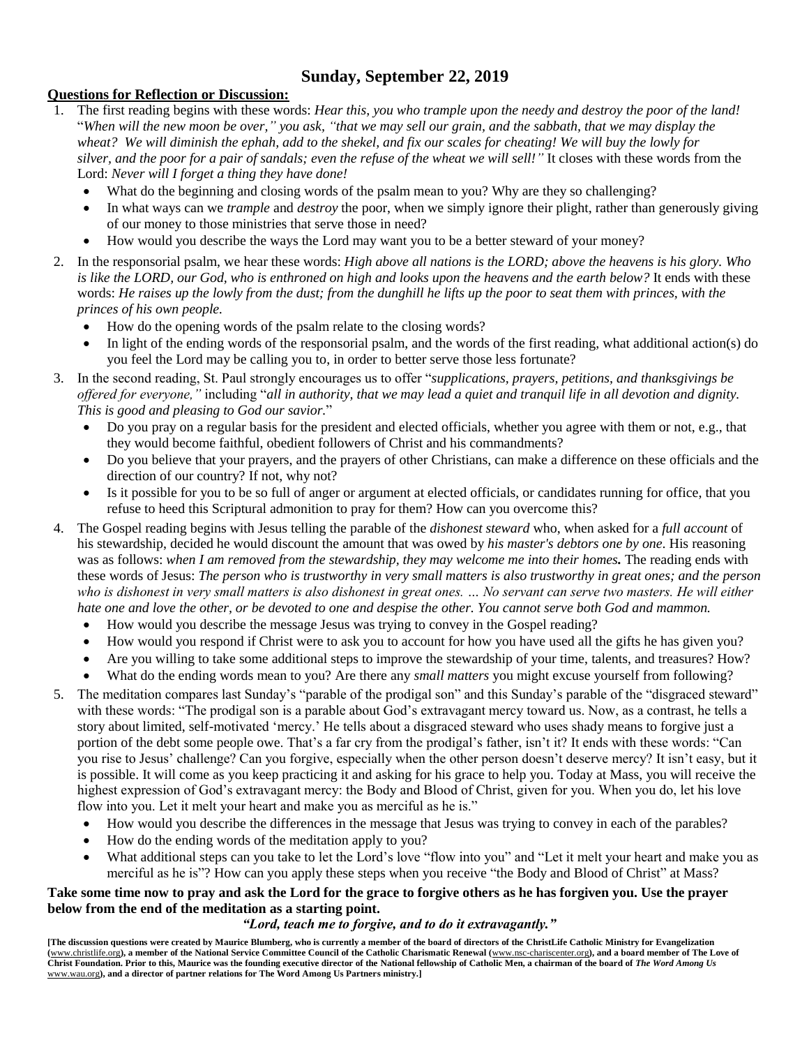## Sunday, September 22, 2019

**Questions for Reflection or Discussion:**

1. The first reading begins with these words: *Hear this, you who trample upon the needy and destroy the poor of the land!* "*When will the new moon be over," you ask, "that we may sell our grain, and the sabbath, that we may display the wheat? We will diminish the ephah, add to the shekel, and fix our scales for cheating! We will buy the lowly for silver, and the poor for a pair of sandals; even the refuse of the wheat we will sell!"* It closes with these words from the Lord: *Never will I forget a thing they have done!*
   - What do the beginning and closing words of the psalm mean to you? Why are they so challenging?
   - In what ways can we *trample* and *destroy* the poor, when we simply ignore their plight, rather than generously giving of our money to those ministries that serve those in need?
   - How would you describe the ways the Lord may want you to be a better steward of your money?
2. In the responsorial psalm, we hear these words: *High above all nations is the LORD; above the heavens is his glory. Who is like the LORD, our God, who is enthroned on high and looks upon the heavens and the earth below?* It ends with these words: *He raises up the lowly from the dust; from the dunghill he lifts up the poor to seat them with princes, with the princes of his own people.*
   - How do the opening words of the psalm relate to the closing words?
   - In light of the ending words of the responsorial psalm, and the words of the first reading, what additional action(s) do you feel the Lord may be calling you to, in order to better serve those less fortunate?
3. In the second reading, St. Paul strongly encourages us to offer "*supplications, prayers, petitions, and thanksgivings be offered for everyone,"* including "*all in authority, that we may lead a quiet and tranquil life in all devotion and dignity. This is good and pleasing to God our savior.*"
   - Do you pray on a regular basis for the president and elected officials, whether you agree with them or not, e.g., that they would become faithful, obedient followers of Christ and his commandments?
   - Do you believe that your prayers, and the prayers of other Christians, can make a difference on these officials and the direction of our country? If not, why not?
   - Is it possible for you to be so full of anger or argument at elected officials, or candidates running for office, that you refuse to heed this Scriptural admonition to pray for them? How can you overcome this?
4. The Gospel reading begins with Jesus telling the parable of the *dishonest steward* who, when asked for a *full account* of his stewardship, decided he would discount the amount that was owed by *his master's debtors one by one*. His reasoning was as follows: *when I am removed from the stewardship, they may welcome me into their homes.* The reading ends with these words of Jesus: *The person who is trustworthy in very small matters is also trustworthy in great ones; and the person who is dishonest in very small matters is also dishonest in great ones. … No servant can serve two masters. He will either hate one and love the other, or be devoted to one and despise the other. You cannot serve both God and mammon.*
   - How would you describe the message Jesus was trying to convey in the Gospel reading?
   - How would you respond if Christ were to ask you to account for how you have used all the gifts he has given you?
   - Are you willing to take some additional steps to improve the stewardship of your time, talents, and treasures? How?
   - What do the ending words mean to you? Are there any *small matters* you might excuse yourself from following?
5. The meditation compares last Sunday's "parable of the prodigal son" and this Sunday's parable of the "disgraced steward" with these words: "The prodigal son is a parable about God's extravagant mercy toward us. Now, as a contrast, he tells a story about limited, self-motivated 'mercy.' He tells about a disgraced steward who uses shady means to forgive just a portion of the debt some people owe. That's a far cry from the prodigal's father, isn't it? It ends with these words: "Can you rise to Jesus' challenge? Can you forgive, especially when the other person doesn't deserve mercy? It isn't easy, but it is possible. It will come as you keep practicing it and asking for his grace to help you. Today at Mass, you will receive the highest expression of God's extravagant mercy: the Body and Blood of Christ, given for you. When you do, let his love flow into you. Let it melt your heart and make you as merciful as he is."
   - How would you describe the differences in the message that Jesus was trying to convey in each of the parables?
   - How do the ending words of the meditation apply to you?
   - What additional steps can you take to let the Lord's love "flow into you" and "Let it melt your heart and make you as merciful as he is"? How can you apply these steps when you receive "the Body and Blood of Christ" at Mass?

**Take some time now to pray and ask the Lord for the grace to forgive others as he has forgiven you. Use the prayer below from the end of the meditation as a starting point.**

***"Lord, teach me to forgive, and to do it extravagantly."***

**[The discussion questions were created by Maurice Blumberg, who is currently a member of the board of directors of the ChristLife Catholic Ministry for Evangelization (www.christlife.org), a member of the National Service Committee Council of the Catholic Charismatic Renewal (www.nsc-chariscenter.org), and a board member of The Love of Christ Foundation. Prior to this, Maurice was the founding executive director of the National fellowship of Catholic Men, a chairman of the board of *The Word Among Us* www.wau.org), and a director of partner relations for The Word Among Us Partners ministry.]**